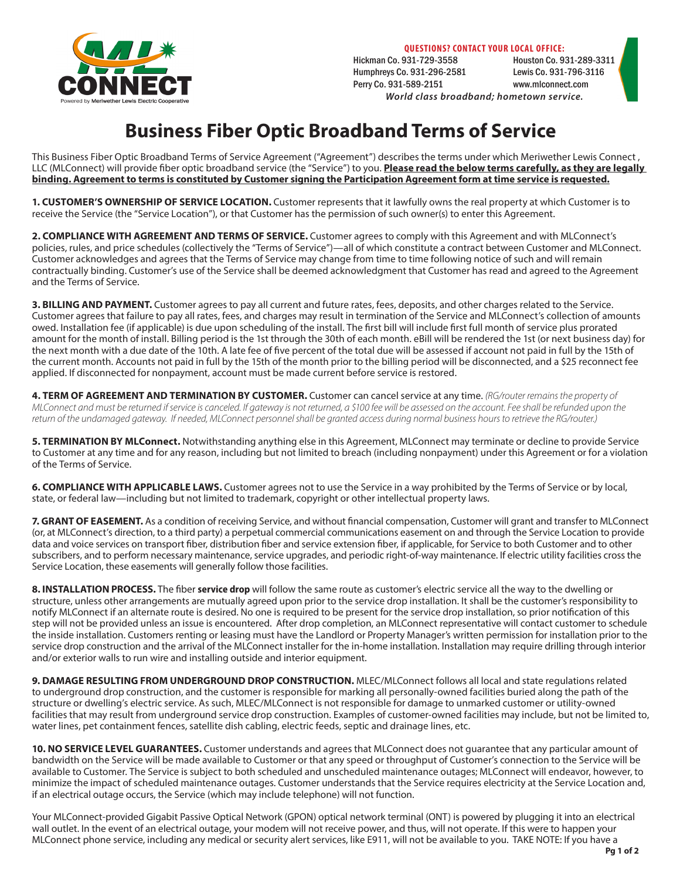**QUESTIONS? CONTACT YOUR LOCAL OFFICE:**

Hickman Co. 931-729-3558
Houston Co. 931-289-3311
Humphreys Co. 931-296-2581
Lewis Co. 931-796-3116
Perry Co. 931-589-2151
www.mlconnect.com

***World class broadband; hometown service.***

# Business Fiber Optic Broadband Terms of Service

This Business Fiber Optic Broadband Terms of Service Agreement ("Agreement") describes the terms under which Meriwether Lewis Connect , LLC (MLConnect) will provide fiber optic broadband service (the "Service") to you. **Please read the below terms carefully, as they are legally binding. Agreement to terms is constituted by Customer signing the Participation Agreement form at time service is requested.**

**1. CUSTOMER'S OWNERSHIP OF SERVICE LOCATION.** Customer represents that it lawfully owns the real property at which Customer is to receive the Service (the "Service Location"), or that Customer has the permission of such owner(s) to enter this Agreement.

**2. COMPLIANCE WITH AGREEMENT AND TERMS OF SERVICE.** Customer agrees to comply with this Agreement and with MLConnect's policies, rules, and price schedules (collectively the "Terms of Service")—all of which constitute a contract between Customer and MLConnect. Customer acknowledges and agrees that the Terms of Service may change from time to time following notice of such and will remain contractually binding. Customer's use of the Service shall be deemed acknowledgment that Customer has read and agreed to the Agreement and the Terms of Service.

**3. BILLING AND PAYMENT.** Customer agrees to pay all current and future rates, fees, deposits, and other charges related to the Service. Customer agrees that failure to pay all rates, fees, and charges may result in termination of the Service and MLConnect's collection of amounts owed. Installation fee (if applicable) is due upon scheduling of the install. The first bill will include first full month of service plus prorated amount for the month of install. Billing period is the 1st through the 30th of each month. eBill will be rendered the 1st (or next business day) for the next month with a due date of the 10th. A late fee of five percent of the total due will be assessed if account not paid in full by the 15th of the current month. Accounts not paid in full by the 15th of the month prior to the billing period will be disconnected, and a $25 reconnect fee applied. If disconnected for nonpayment, account must be made current before service is restored.

**4. TERM OF AGREEMENT AND TERMINATION BY CUSTOMER.** Customer can cancel service at any time. *(RG/router remains the property of MLConnect and must be returned if service is canceled. If gateway is not returned, a $100 fee will be assessed on the account. Fee shall be refunded upon the return of the undamaged gateway. If needed, MLConnect personnel shall be granted access during normal business hours to retrieve the RG/router.)*

**5. TERMINATION BY MLConnect.** Notwithstanding anything else in this Agreement, MLConnect may terminate or decline to provide Service to Customer at any time and for any reason, including but not limited to breach (including nonpayment) under this Agreement or for a violation of the Terms of Service.

**6. COMPLIANCE WITH APPLICABLE LAWS.** Customer agrees not to use the Service in a way prohibited by the Terms of Service or by local, state, or federal law—including but not limited to trademark, copyright or other intellectual property laws.

**7. GRANT OF EASEMENT.** As a condition of receiving Service, and without financial compensation, Customer will grant and transfer to MLConnect (or, at MLConnect's direction, to a third party) a perpetual commercial communications easement on and through the Service Location to provide data and voice services on transport fiber, distribution fiber and service extension fiber, if applicable, for Service to both Customer and to other subscribers, and to perform necessary maintenance, service upgrades, and periodic right-of-way maintenance. If electric utility facilities cross the Service Location, these easements will generally follow those facilities.

**8. INSTALLATION PROCESS.** The fiber **service drop** will follow the same route as customer's electric service all the way to the dwelling or structure, unless other arrangements are mutually agreed upon prior to the service drop installation. It shall be the customer's responsibility to notify MLConnect if an alternate route is desired. No one is required to be present for the service drop installation, so prior notification of this step will not be provided unless an issue is encountered. After drop completion, an MLConnect representative will contact customer to schedule the inside installation. Customers renting or leasing must have the Landlord or Property Manager's written permission for installation prior to the service drop construction and the arrival of the MLConnect installer for the in-home installation. Installation may require drilling through interior and/or exterior walls to run wire and installing outside and interior equipment.

**9. DAMAGE RESULTING FROM UNDERGROUND DROP CONSTRUCTION.** MLEC/MLConnect follows all local and state regulations related to underground drop construction, and the customer is responsible for marking all personally-owned facilities buried along the path of the structure or dwelling's electric service. As such, MLEC/MLConnect is not responsible for damage to unmarked customer or utility-owned facilities that may result from underground service drop construction. Examples of customer-owned facilities may include, but not be limited to, water lines, pet containment fences, satellite dish cabling, electric feeds, septic and drainage lines, etc.

**10. NO SERVICE LEVEL GUARANTEES.** Customer understands and agrees that MLConnect does not guarantee that any particular amount of bandwidth on the Service will be made available to Customer or that any speed or throughput of Customer's connection to the Service will be available to Customer. The Service is subject to both scheduled and unscheduled maintenance outages; MLConnect will endeavor, however, to minimize the impact of scheduled maintenance outages. Customer understands that the Service requires electricity at the Service Location and, if an electrical outage occurs, the Service (which may include telephone) will not function.

Your MLConnect-provided Gigabit Passive Optical Network (GPON) optical network terminal (ONT) is powered by plugging it into an electrical wall outlet. In the event of an electrical outage, your modem will not receive power, and thus, will not operate. If this were to happen your MLConnect phone service, including any medical or security alert services, like E911, will not be available to you. TAKE NOTE: If you have a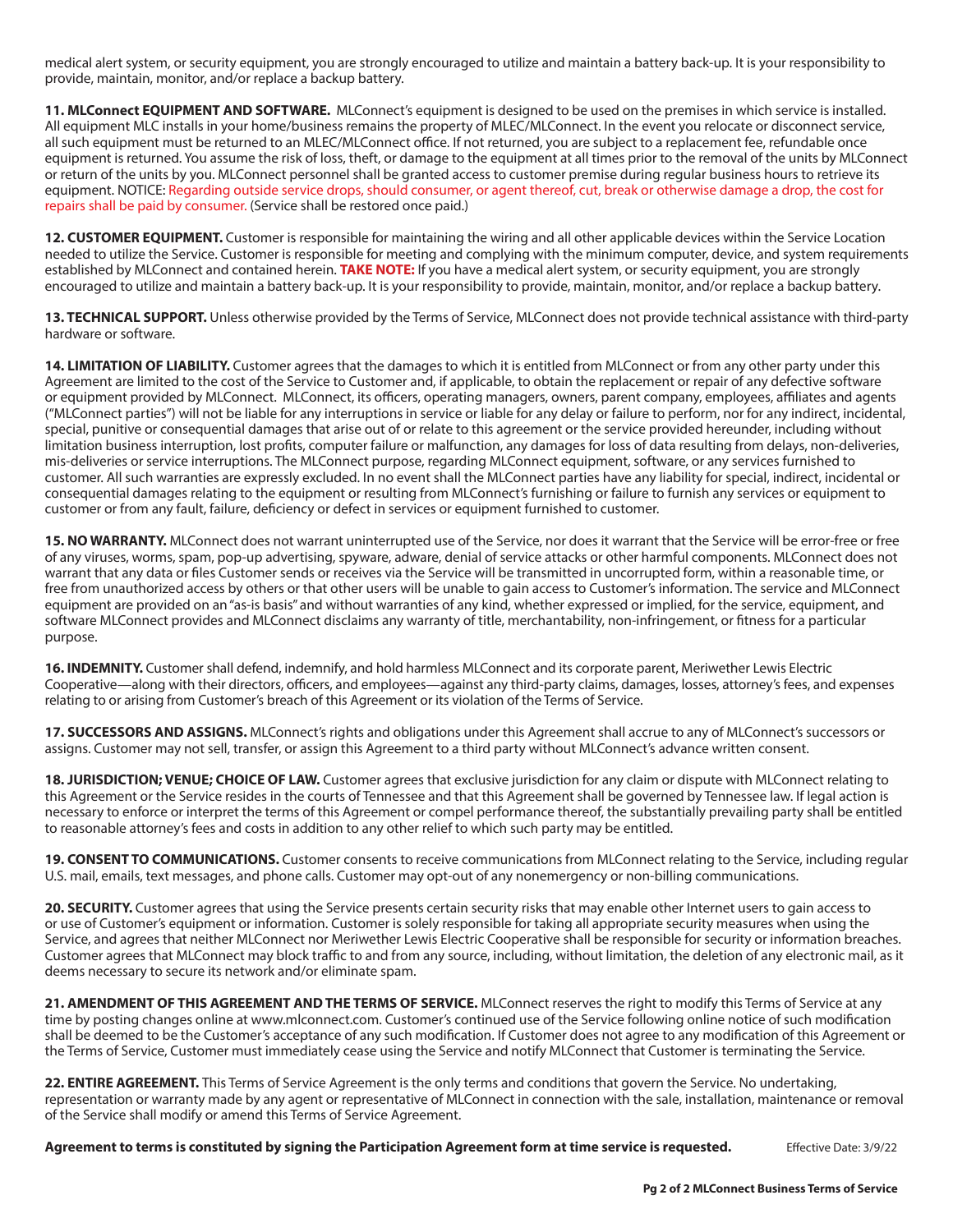medical alert system, or security equipment, you are strongly encouraged to utilize and maintain a battery back-up. It is your responsibility to provide, maintain, monitor, and/or replace a backup battery.

**11. MLConnect EQUIPMENT AND SOFTWARE.** MLConnect's equipment is designed to be used on the premises in which service is installed. All equipment MLC installs in your home/business remains the property of MLEC/MLConnect. In the event you relocate or disconnect service, all such equipment must be returned to an MLEC/MLConnect office. If not returned, you are subject to a replacement fee, refundable once equipment is returned. You assume the risk of loss, theft, or damage to the equipment at all times prior to the removal of the units by MLConnect or return of the units by you. MLConnect personnel shall be granted access to customer premise during regular business hours to retrieve its equipment. NOTICE: Regarding outside service drops, should consumer, or agent thereof, cut, break or otherwise damage a drop, the cost for repairs shall be paid by consumer. (Service shall be restored once paid.)

**12. CUSTOMER EQUIPMENT.** Customer is responsible for maintaining the wiring and all other applicable devices within the Service Location needed to utilize the Service. Customer is responsible for meeting and complying with the minimum computer, device, and system requirements established by MLConnect and contained herein. **TAKE NOTE:** If you have a medical alert system, or security equipment, you are strongly encouraged to utilize and maintain a battery back-up. It is your responsibility to provide, maintain, monitor, and/or replace a backup battery.

**13. TECHNICAL SUPPORT.** Unless otherwise provided by the Terms of Service, MLConnect does not provide technical assistance with third-party hardware or software.

**14. LIMITATION OF LIABILITY.** Customer agrees that the damages to which it is entitled from MLConnect or from any other party under this Agreement are limited to the cost of the Service to Customer and, if applicable, to obtain the replacement or repair of any defective software or equipment provided by MLConnect. MLConnect, its officers, operating managers, owners, parent company, employees, affiliates and agents ("MLConnect parties") will not be liable for any interruptions in service or liable for any delay or failure to perform, nor for any indirect, incidental, special, punitive or consequential damages that arise out of or relate to this agreement or the service provided hereunder, including without limitation business interruption, lost profits, computer failure or malfunction, any damages for loss of data resulting from delays, non-deliveries, mis-deliveries or service interruptions. The MLConnect purpose, regarding MLConnect equipment, software, or any services furnished to customer. All such warranties are expressly excluded. In no event shall the MLConnect parties have any liability for special, indirect, incidental or consequential damages relating to the equipment or resulting from MLConnect's furnishing or failure to furnish any services or equipment to customer or from any fault, failure, deficiency or defect in services or equipment furnished to customer.

**15. NO WARRANTY.** MLConnect does not warrant uninterrupted use of the Service, nor does it warrant that the Service will be error-free or free of any viruses, worms, spam, pop-up advertising, spyware, adware, denial of service attacks or other harmful components. MLConnect does not warrant that any data or files Customer sends or receives via the Service will be transmitted in uncorrupted form, within a reasonable time, or free from unauthorized access by others or that other users will be unable to gain access to Customer's information. The service and MLConnect equipment are provided on an "as-is basis" and without warranties of any kind, whether expressed or implied, for the service, equipment, and software MLConnect provides and MLConnect disclaims any warranty of title, merchantability, non-infringement, or fitness for a particular purpose.

**16. INDEMNITY.** Customer shall defend, indemnify, and hold harmless MLConnect and its corporate parent, Meriwether Lewis Electric Cooperative—along with their directors, officers, and employees—against any third-party claims, damages, losses, attorney's fees, and expenses relating to or arising from Customer's breach of this Agreement or its violation of the Terms of Service.

**17. SUCCESSORS AND ASSIGNS.** MLConnect's rights and obligations under this Agreement shall accrue to any of MLConnect's successors or assigns. Customer may not sell, transfer, or assign this Agreement to a third party without MLConnect's advance written consent.

**18. JURISDICTION; VENUE; CHOICE OF LAW.** Customer agrees that exclusive jurisdiction for any claim or dispute with MLConnect relating to this Agreement or the Service resides in the courts of Tennessee and that this Agreement shall be governed by Tennessee law. If legal action is necessary to enforce or interpret the terms of this Agreement or compel performance thereof, the substantially prevailing party shall be entitled to reasonable attorney's fees and costs in addition to any other relief to which such party may be entitled.

**19. CONSENT TO COMMUNICATIONS.** Customer consents to receive communications from MLConnect relating to the Service, including regular U.S. mail, emails, text messages, and phone calls. Customer may opt-out of any nonemergency or non-billing communications.

**20. SECURITY.** Customer agrees that using the Service presents certain security risks that may enable other Internet users to gain access to or use of Customer's equipment or information. Customer is solely responsible for taking all appropriate security measures when using the Service, and agrees that neither MLConnect nor Meriwether Lewis Electric Cooperative shall be responsible for security or information breaches. Customer agrees that MLConnect may block traffic to and from any source, including, without limitation, the deletion of any electronic mail, as it deems necessary to secure its network and/or eliminate spam.

**21. AMENDMENT OF THIS AGREEMENT AND THE TERMS OF SERVICE.** MLConnect reserves the right to modify this Terms of Service at any time by posting changes online at www.mlconnect.com. Customer's continued use of the Service following online notice of such modification shall be deemed to be the Customer's acceptance of any such modification. If Customer does not agree to any modification of this Agreement or the Terms of Service, Customer must immediately cease using the Service and notify MLConnect that Customer is terminating the Service.

**22. ENTIRE AGREEMENT.** This Terms of Service Agreement is the only terms and conditions that govern the Service. No undertaking, representation or warranty made by any agent or representative of MLConnect in connection with the sale, installation, maintenance or removal of the Service shall modify or amend this Terms of Service Agreement.

**Agreement to terms is constituted by signing the Participation Agreement form at time service is requested.** Effective Date: 3/9/22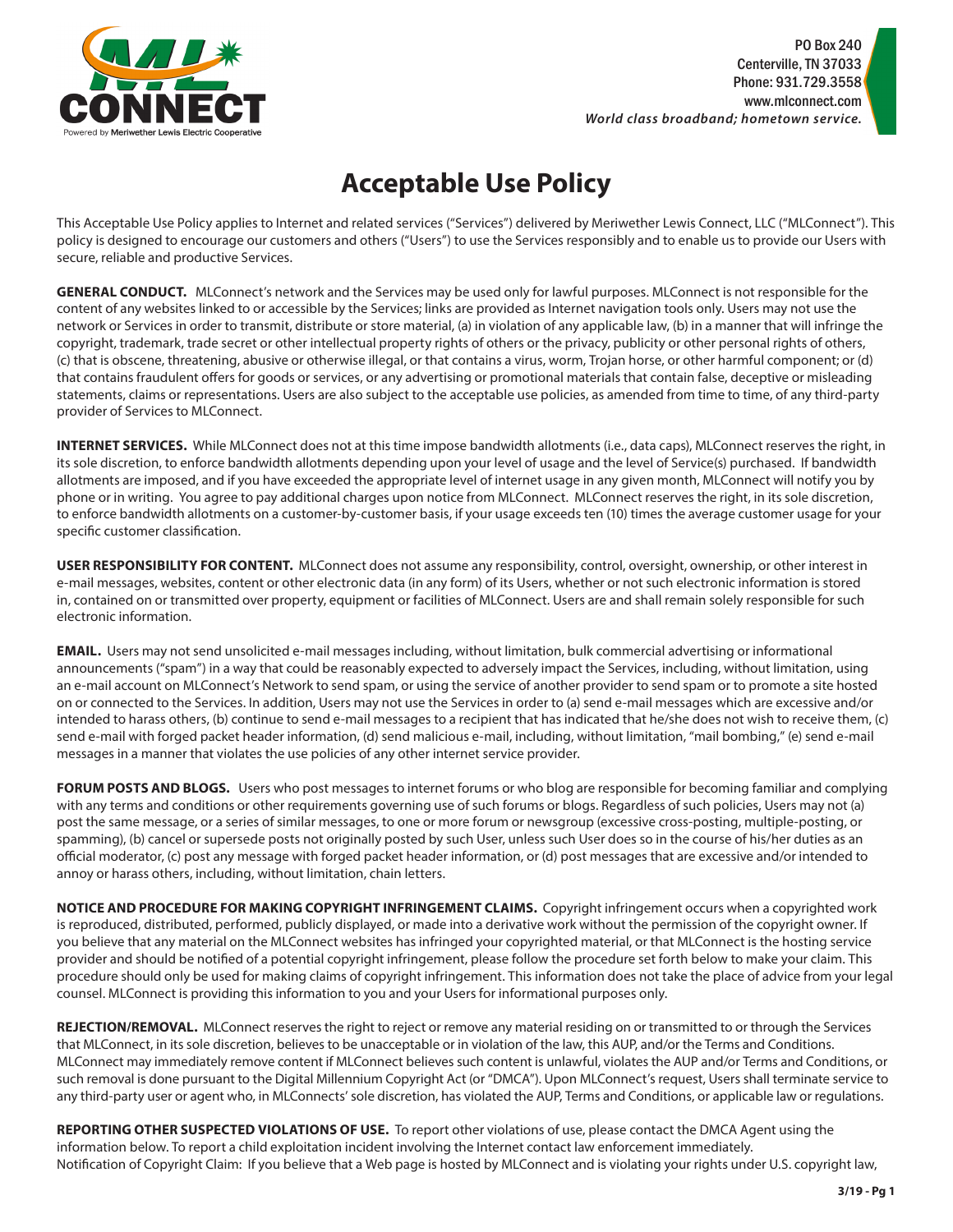PO Box 240
Centerville, TN 37033
Phone: 931.729.3558
www.mlconnect.com
*World class broadband; hometown service.*

# Acceptable Use Policy

This Acceptable Use Policy applies to Internet and related services ("Services") delivered by Meriwether Lewis Connect, LLC ("MLConnect"). This policy is designed to encourage our customers and others ("Users") to use the Services responsibly and to enable us to provide our Users with secure, reliable and productive Services.

**GENERAL CONDUCT.** MLConnect's network and the Services may be used only for lawful purposes. MLConnect is not responsible for the content of any websites linked to or accessible by the Services; links are provided as Internet navigation tools only. Users may not use the network or Services in order to transmit, distribute or store material, (a) in violation of any applicable law, (b) in a manner that will infringe the copyright, trademark, trade secret or other intellectual property rights of others or the privacy, publicity or other personal rights of others, (c) that is obscene, threatening, abusive or otherwise illegal, or that contains a virus, worm, Trojan horse, or other harmful component; or (d) that contains fraudulent offers for goods or services, or any advertising or promotional materials that contain false, deceptive or misleading statements, claims or representations. Users are also subject to the acceptable use policies, as amended from time to time, of any third-party provider of Services to MLConnect.

**INTERNET SERVICES.** While MLConnect does not at this time impose bandwidth allotments (i.e., data caps), MLConnect reserves the right, in its sole discretion, to enforce bandwidth allotments depending upon your level of usage and the level of Service(s) purchased. If bandwidth allotments are imposed, and if you have exceeded the appropriate level of internet usage in any given month, MLConnect will notify you by phone or in writing. You agree to pay additional charges upon notice from MLConnect. MLConnect reserves the right, in its sole discretion, to enforce bandwidth allotments on a customer-by-customer basis, if your usage exceeds ten (10) times the average customer usage for your specific customer classification.

**USER RESPONSIBILITY FOR CONTENT.** MLConnect does not assume any responsibility, control, oversight, ownership, or other interest in e-mail messages, websites, content or other electronic data (in any form) of its Users, whether or not such electronic information is stored in, contained on or transmitted over property, equipment or facilities of MLConnect. Users are and shall remain solely responsible for such electronic information.

**EMAIL.** Users may not send unsolicited e-mail messages including, without limitation, bulk commercial advertising or informational announcements ("spam") in a way that could be reasonably expected to adversely impact the Services, including, without limitation, using an e-mail account on MLConnect's Network to send spam, or using the service of another provider to send spam or to promote a site hosted on or connected to the Services. In addition, Users may not use the Services in order to (a) send e-mail messages which are excessive and/or intended to harass others, (b) continue to send e-mail messages to a recipient that has indicated that he/she does not wish to receive them, (c) send e-mail with forged packet header information, (d) send malicious e-mail, including, without limitation, "mail bombing," (e) send e-mail messages in a manner that violates the use policies of any other internet service provider.

**FORUM POSTS AND BLOGS.** Users who post messages to internet forums or who blog are responsible for becoming familiar and complying with any terms and conditions or other requirements governing use of such forums or blogs. Regardless of such policies, Users may not (a) post the same message, or a series of similar messages, to one or more forum or newsgroup (excessive cross-posting, multiple-posting, or spamming), (b) cancel or supersede posts not originally posted by such User, unless such User does so in the course of his/her duties as an official moderator, (c) post any message with forged packet header information, or (d) post messages that are excessive and/or intended to annoy or harass others, including, without limitation, chain letters.

**NOTICE AND PROCEDURE FOR MAKING COPYRIGHT INFRINGEMENT CLAIMS.** Copyright infringement occurs when a copyrighted work is reproduced, distributed, performed, publicly displayed, or made into a derivative work without the permission of the copyright owner. If you believe that any material on the MLConnect websites has infringed your copyrighted material, or that MLConnect is the hosting service provider and should be notified of a potential copyright infringement, please follow the procedure set forth below to make your claim. This procedure should only be used for making claims of copyright infringement. This information does not take the place of advice from your legal counsel. MLConnect is providing this information to you and your Users for informational purposes only.

**REJECTION/REMOVAL.** MLConnect reserves the right to reject or remove any material residing on or transmitted to or through the Services that MLConnect, in its sole discretion, believes to be unacceptable or in violation of the law, this AUP, and/or the Terms and Conditions. MLConnect may immediately remove content if MLConnect believes such content is unlawful, violates the AUP and/or Terms and Conditions, or such removal is done pursuant to the Digital Millennium Copyright Act (or "DMCA"). Upon MLConnect's request, Users shall terminate service to any third-party user or agent who, in MLConnects' sole discretion, has violated the AUP, Terms and Conditions, or applicable law or regulations.

**REPORTING OTHER SUSPECTED VIOLATIONS OF USE.** To report other violations of use, please contact the DMCA Agent using the information below. To report a child exploitation incident involving the Internet contact law enforcement immediately.
Notification of Copyright Claim: If you believe that a Web page is hosted by MLConnect and is violating your rights under U.S. copyright law,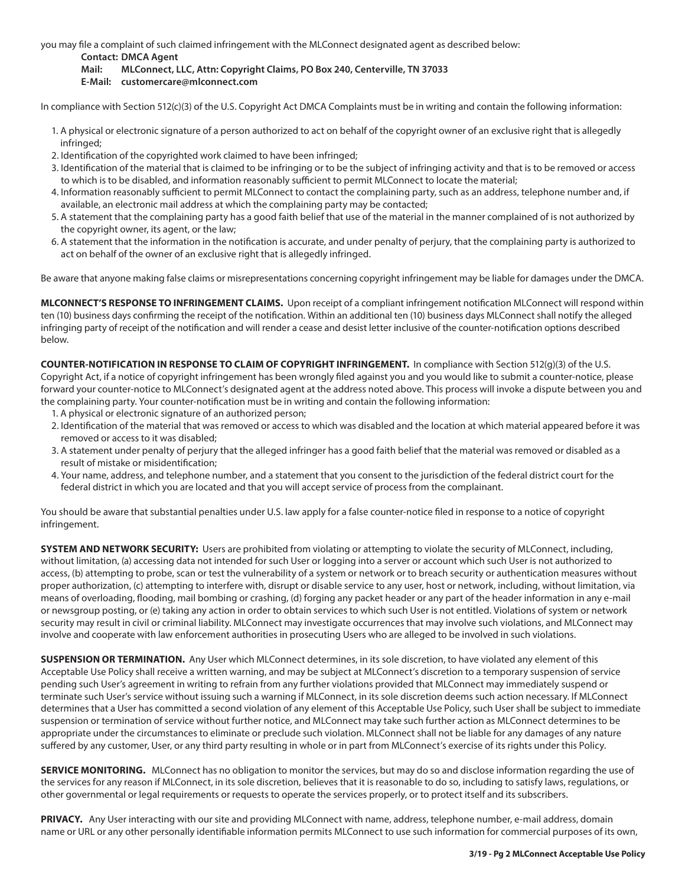you may file a complaint of such claimed infringement with the MLConnect designated agent as described below:

**Contact: DMCA Agent**
**Mail: MLConnect, LLC, Attn: Copyright Claims, PO Box 240, Centerville, TN 37033**
**E-Mail: customercare@mlconnect.com**

In compliance with Section 512(c)(3) of the U.S. Copyright Act DMCA Complaints must be in writing and contain the following information:

1. A physical or electronic signature of a person authorized to act on behalf of the copyright owner of an exclusive right that is allegedly infringed;
2. Identification of the copyrighted work claimed to have been infringed;
3. Identification of the material that is claimed to be infringing or to be the subject of infringing activity and that is to be removed or access to which is to be disabled, and information reasonably sufficient to permit MLConnect to locate the material;
4. Information reasonably sufficient to permit MLConnect to contact the complaining party, such as an address, telephone number and, if available, an electronic mail address at which the complaining party may be contacted;
5. A statement that the complaining party has a good faith belief that use of the material in the manner complained of is not authorized by the copyright owner, its agent, or the law;
6. A statement that the information in the notification is accurate, and under penalty of perjury, that the complaining party is authorized to act on behalf of the owner of an exclusive right that is allegedly infringed.

Be aware that anyone making false claims or misrepresentations concerning copyright infringement may be liable for damages under the DMCA.

**MLCONNECT'S RESPONSE TO INFRINGEMENT CLAIMS.** Upon receipt of a compliant infringement notification MLConnect will respond within ten (10) business days confirming the receipt of the notification. Within an additional ten (10) business days MLConnect shall notify the alleged infringing party of receipt of the notification and will render a cease and desist letter inclusive of the counter-notification options described below.

**COUNTER-NOTIFICATION IN RESPONSE TO CLAIM OF COPYRIGHT INFRINGEMENT.** In compliance with Section 512(g)(3) of the U.S. Copyright Act, if a notice of copyright infringement has been wrongly filed against you and you would like to submit a counter-notice, please forward your counter-notice to MLConnect's designated agent at the address noted above. This process will invoke a dispute between you and the complaining party. Your counter-notification must be in writing and contain the following information:

1. A physical or electronic signature of an authorized person;
2. Identification of the material that was removed or access to which was disabled and the location at which material appeared before it was removed or access to it was disabled;
3. A statement under penalty of perjury that the alleged infringer has a good faith belief that the material was removed or disabled as a result of mistake or misidentification;
4. Your name, address, and telephone number, and a statement that you consent to the jurisdiction of the federal district court for the federal district in which you are located and that you will accept service of process from the complainant.

You should be aware that substantial penalties under U.S. law apply for a false counter-notice filed in response to a notice of copyright infringement.

**SYSTEM AND NETWORK SECURITY:** Users are prohibited from violating or attempting to violate the security of MLConnect, including, without limitation, (a) accessing data not intended for such User or logging into a server or account which such User is not authorized to access, (b) attempting to probe, scan or test the vulnerability of a system or network or to breach security or authentication measures without proper authorization, (c) attempting to interfere with, disrupt or disable service to any user, host or network, including, without limitation, via means of overloading, flooding, mail bombing or crashing, (d) forging any packet header or any part of the header information in any e-mail or newsgroup posting, or (e) taking any action in order to obtain services to which such User is not entitled. Violations of system or network security may result in civil or criminal liability. MLConnect may investigate occurrences that may involve such violations, and MLConnect may involve and cooperate with law enforcement authorities in prosecuting Users who are alleged to be involved in such violations.

**SUSPENSION OR TERMINATION.** Any User which MLConnect determines, in its sole discretion, to have violated any element of this Acceptable Use Policy shall receive a written warning, and may be subject at MLConnect's discretion to a temporary suspension of service pending such User's agreement in writing to refrain from any further violations provided that MLConnect may immediately suspend or terminate such User's service without issuing such a warning if MLConnect, in its sole discretion deems such action necessary. If MLConnect determines that a User has committed a second violation of any element of this Acceptable Use Policy, such User shall be subject to immediate suspension or termination of service without further notice, and MLConnect may take such further action as MLConnect determines to be appropriate under the circumstances to eliminate or preclude such violation. MLConnect shall not be liable for any damages of any nature suffered by any customer, User, or any third party resulting in whole or in part from MLConnect's exercise of its rights under this Policy.

**SERVICE MONITORING.** MLConnect has no obligation to monitor the services, but may do so and disclose information regarding the use of the services for any reason if MLConnect, in its sole discretion, believes that it is reasonable to do so, including to satisfy laws, regulations, or other governmental or legal requirements or requests to operate the services properly, or to protect itself and its subscribers.

**PRIVACY.** Any User interacting with our site and providing MLConnect with name, address, telephone number, e-mail address, domain name or URL or any other personally identifiable information permits MLConnect to use such information for commercial purposes of its own,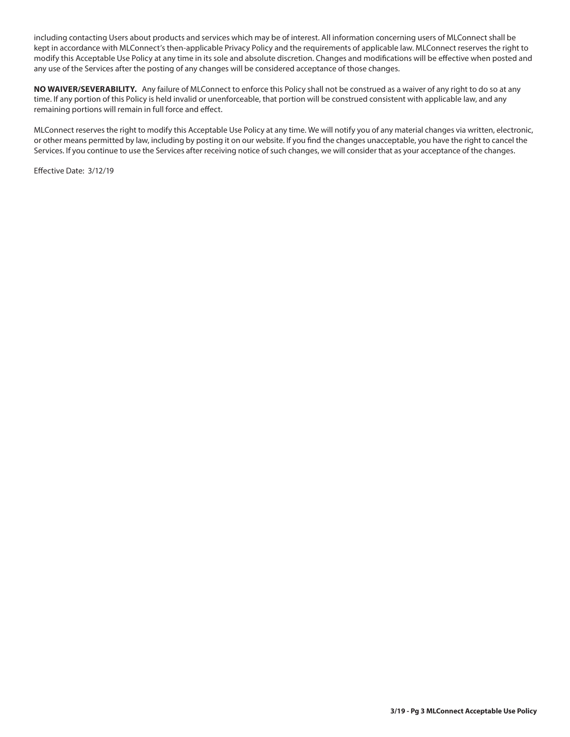including contacting Users about products and services which may be of interest. All information concerning users of MLConnect shall be kept in accordance with MLConnect's then-applicable Privacy Policy and the requirements of applicable law. MLConnect reserves the right to modify this Acceptable Use Policy at any time in its sole and absolute discretion. Changes and modifications will be effective when posted and any use of the Services after the posting of any changes will be considered acceptance of those changes.

**NO WAIVER/SEVERABILITY.** Any failure of MLConnect to enforce this Policy shall not be construed as a waiver of any right to do so at any time. If any portion of this Policy is held invalid or unenforceable, that portion will be construed consistent with applicable law, and any remaining portions will remain in full force and effect.

MLConnect reserves the right to modify this Acceptable Use Policy at any time. We will notify you of any material changes via written, electronic, or other means permitted by law, including by posting it on our website. If you find the changes unacceptable, you have the right to cancel the Services. If you continue to use the Services after receiving notice of such changes, we will consider that as your acceptance of the changes.

Effective Date: 3/12/19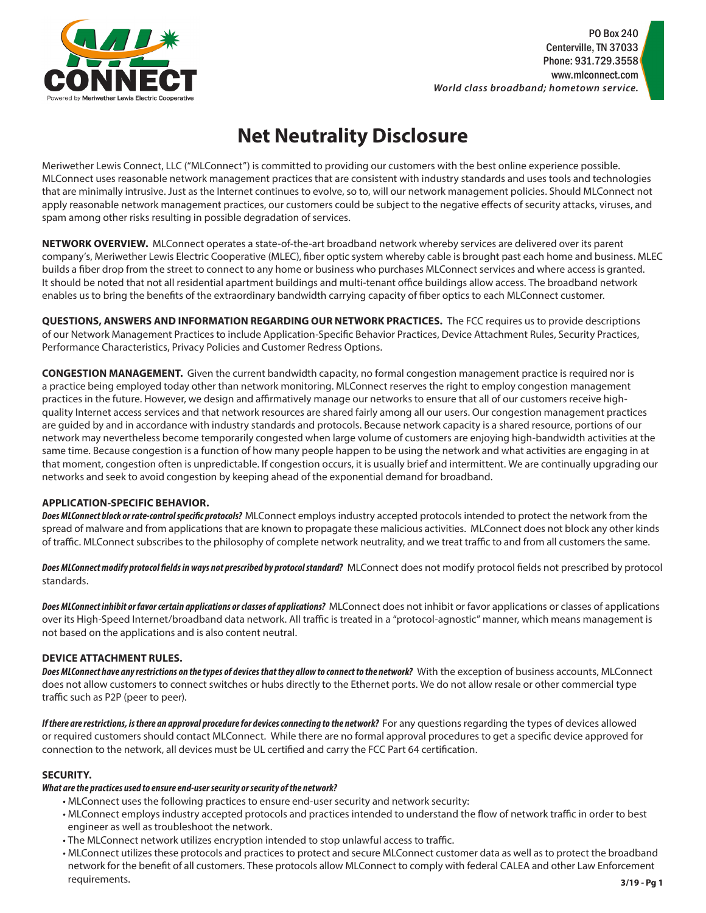PO Box 240
Centerville, TN 37033
Phone: 931.729.3558
www.mlconnect.com
*World class broadband; hometown service.*

# Net Neutrality Disclosure

Meriwether Lewis Connect, LLC ("MLConnect") is committed to providing our customers with the best online experience possible. MLConnect uses reasonable network management practices that are consistent with industry standards and uses tools and technologies that are minimally intrusive. Just as the Internet continues to evolve, so to, will our network management policies. Should MLConnect not apply reasonable network management practices, our customers could be subject to the negative effects of security attacks, viruses, and spam among other risks resulting in possible degradation of services.

**NETWORK OVERVIEW.** MLConnect operates a state-of-the-art broadband network whereby services are delivered over its parent company's, Meriwether Lewis Electric Cooperative (MLEC), fiber optic system whereby cable is brought past each home and business. MLEC builds a fiber drop from the street to connect to any home or business who purchases MLConnect services and where access is granted. It should be noted that not all residential apartment buildings and multi-tenant office buildings allow access. The broadband network enables us to bring the benefits of the extraordinary bandwidth carrying capacity of fiber optics to each MLConnect customer.

**QUESTIONS, ANSWERS AND INFORMATION REGARDING OUR NETWORK PRACTICES.** The FCC requires us to provide descriptions of our Network Management Practices to include Application-Specific Behavior Practices, Device Attachment Rules, Security Practices, Performance Characteristics, Privacy Policies and Customer Redress Options.

**CONGESTION MANAGEMENT.** Given the current bandwidth capacity, no formal congestion management practice is required nor is a practice being employed today other than network monitoring. MLConnect reserves the right to employ congestion management practices in the future. However, we design and affirmatively manage our networks to ensure that all of our customers receive high-quality Internet access services and that network resources are shared fairly among all our users. Our congestion management practices are guided by and in accordance with industry standards and protocols. Because network capacity is a shared resource, portions of our network may nevertheless become temporarily congested when large volume of customers are enjoying high-bandwidth activities at the same time. Because congestion is a function of how many people happen to be using the network and what activities are engaging in at that moment, congestion often is unpredictable. If congestion occurs, it is usually brief and intermittent. We are continually upgrading our networks and seek to avoid congestion by keeping ahead of the exponential demand for broadband.

**APPLICATION-SPECIFIC BEHAVIOR.**

***Does MLConnect block or rate-control specific protocols?*** MLConnect employs industry accepted protocols intended to protect the network from the spread of malware and from applications that are known to propagate these malicious activities. MLConnect does not block any other kinds of traffic. MLConnect subscribes to the philosophy of complete network neutrality, and we treat traffic to and from all customers the same.

***Does MLConnect modify protocol fields in ways not prescribed by protocol standard?*** MLConnect does not modify protocol fields not prescribed by protocol standards.

***Does MLConnect inhibit or favor certain applications or classes of applications?*** MLConnect does not inhibit or favor applications or classes of applications over its High-Speed Internet/broadband data network. All traffic is treated in a "protocol-agnostic" manner, which means management is not based on the applications and is also content neutral.

**DEVICE ATTACHMENT RULES.**

***Does MLConnect have any restrictions on the types of devices that they allow to connect to the network?*** With the exception of business accounts, MLConnect does not allow customers to connect switches or hubs directly to the Ethernet ports. We do not allow resale or other commercial type traffic such as P2P (peer to peer).

***If there are restrictions, is there an approval procedure for devices connecting to the network?*** For any questions regarding the types of devices allowed or required customers should contact MLConnect. While there are no formal approval procedures to get a specific device approved for connection to the network, all devices must be UL certified and carry the FCC Part 64 certification.

**SECURITY.**

***What are the practices used to ensure end-user security or security of the network?***

- MLConnect uses the following practices to ensure end-user security and network security:
- MLConnect employs industry accepted protocols and practices intended to understand the flow of network traffic in order to best engineer as well as troubleshoot the network.
- The MLConnect network utilizes encryption intended to stop unlawful access to traffic.
- MLConnect utilizes these protocols and practices to protect and secure MLConnect customer data as well as to protect the broadband network for the benefit of all customers. These protocols allow MLConnect to comply with federal CALEA and other Law Enforcement requirements.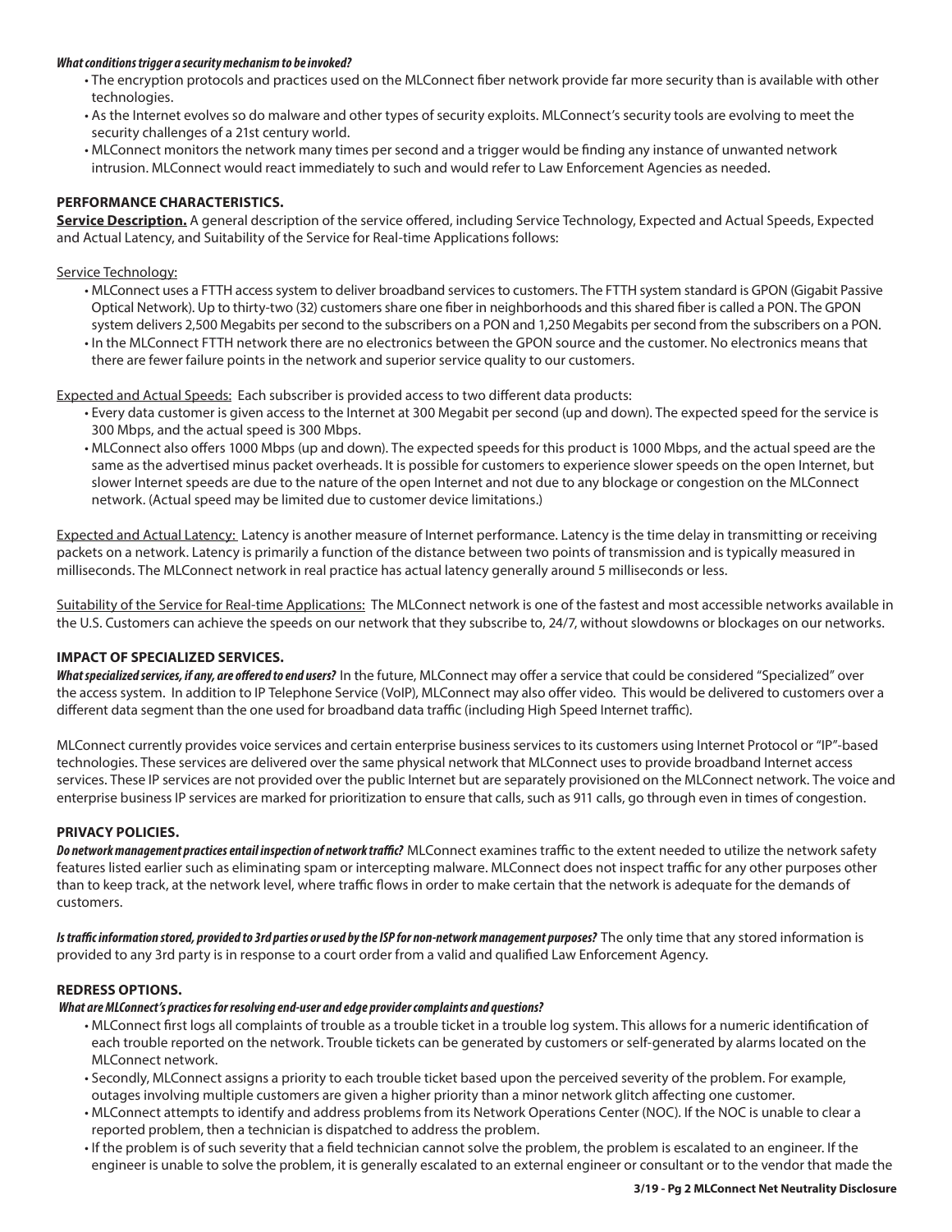***What conditions trigger a security mechanism to be invoked?***

- The encryption protocols and practices used on the MLConnect fiber network provide far more security than is available with other technologies.
- As the Internet evolves so do malware and other types of security exploits. MLConnect's security tools are evolving to meet the security challenges of a 21st century world.
- MLConnect monitors the network many times per second and a trigger would be finding any instance of unwanted network intrusion. MLConnect would react immediately to such and would refer to Law Enforcement Agencies as needed.

**PERFORMANCE CHARACTERISTICS.**

**Service Description.** A general description of the service offered, including Service Technology, Expected and Actual Speeds, Expected and Actual Latency, and Suitability of the Service for Real-time Applications follows:

Service Technology:

- MLConnect uses a FTTH access system to deliver broadband services to customers. The FTTH system standard is GPON (Gigabit Passive Optical Network). Up to thirty-two (32) customers share one fiber in neighborhoods and this shared fiber is called a PON. The GPON system delivers 2,500 Megabits per second to the subscribers on a PON and 1,250 Megabits per second from the subscribers on a PON.
- In the MLConnect FTTH network there are no electronics between the GPON source and the customer. No electronics means that there are fewer failure points in the network and superior service quality to our customers.

Expected and Actual Speeds: Each subscriber is provided access to two different data products:

- Every data customer is given access to the Internet at 300 Megabit per second (up and down). The expected speed for the service is 300 Mbps, and the actual speed is 300 Mbps.
- MLConnect also offers 1000 Mbps (up and down). The expected speeds for this product is 1000 Mbps, and the actual speed are the same as the advertised minus packet overheads. It is possible for customers to experience slower speeds on the open Internet, but slower Internet speeds are due to the nature of the open Internet and not due to any blockage or congestion on the MLConnect network. (Actual speed may be limited due to customer device limitations.)

Expected and Actual Latency: Latency is another measure of Internet performance. Latency is the time delay in transmitting or receiving packets on a network. Latency is primarily a function of the distance between two points of transmission and is typically measured in milliseconds. The MLConnect network in real practice has actual latency generally around 5 milliseconds or less.

Suitability of the Service for Real-time Applications: The MLConnect network is one of the fastest and most accessible networks available in the U.S. Customers can achieve the speeds on our network that they subscribe to, 24/7, without slowdowns or blockages on our networks.

**IMPACT OF SPECIALIZED SERVICES.**

***What specialized services, if any, are offered to end users?*** In the future, MLConnect may offer a service that could be considered "Specialized" over the access system. In addition to IP Telephone Service (VoIP), MLConnect may also offer video. This would be delivered to customers over a different data segment than the one used for broadband data traffic (including High Speed Internet traffic).

MLConnect currently provides voice services and certain enterprise business services to its customers using Internet Protocol or "IP"-based technologies. These services are delivered over the same physical network that MLConnect uses to provide broadband Internet access services. These IP services are not provided over the public Internet but are separately provisioned on the MLConnect network. The voice and enterprise business IP services are marked for prioritization to ensure that calls, such as 911 calls, go through even in times of congestion.

**PRIVACY POLICIES.**

***Do network management practices entail inspection of network traffic?*** MLConnect examines traffic to the extent needed to utilize the network safety features listed earlier such as eliminating spam or intercepting malware. MLConnect does not inspect traffic for any other purposes other than to keep track, at the network level, where traffic flows in order to make certain that the network is adequate for the demands of customers.

***Is traffic information stored, provided to 3rd parties or used by the ISP for non-network management purposes?*** The only time that any stored information is provided to any 3rd party is in response to a court order from a valid and qualified Law Enforcement Agency.

**REDRESS OPTIONS.**

***What are MLConnect's practices for resolving end-user and edge provider complaints and questions?***

- MLConnect first logs all complaints of trouble as a trouble ticket in a trouble log system. This allows for a numeric identification of each trouble reported on the network. Trouble tickets can be generated by customers or self-generated by alarms located on the MLConnect network.
- Secondly, MLConnect assigns a priority to each trouble ticket based upon the perceived severity of the problem. For example, outages involving multiple customers are given a higher priority than a minor network glitch affecting one customer.
- MLConnect attempts to identify and address problems from its Network Operations Center (NOC). If the NOC is unable to clear a reported problem, then a technician is dispatched to address the problem.
- If the problem is of such severity that a field technician cannot solve the problem, the problem is escalated to an engineer. If the engineer is unable to solve the problem, it is generally escalated to an external engineer or consultant or to the vendor that made the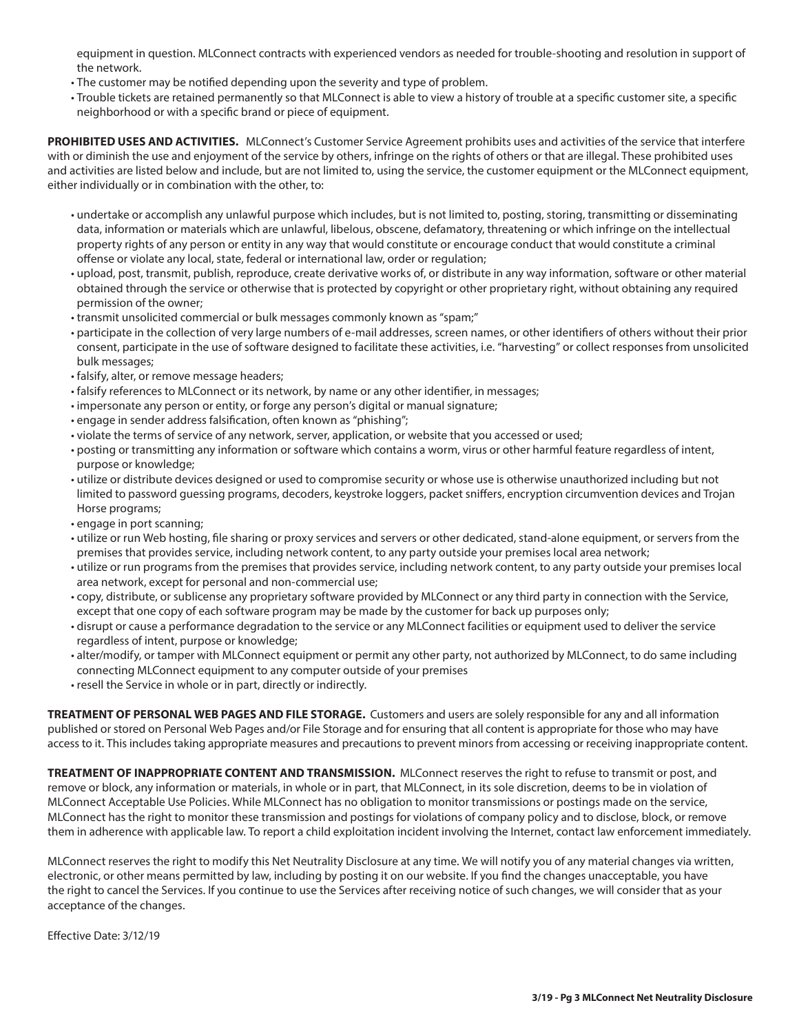equipment in question. MLConnect contracts with experienced vendors as needed for trouble-shooting and resolution in support of the network.

- The customer may be notified depending upon the severity and type of problem.
- Trouble tickets are retained permanently so that MLConnect is able to view a history of trouble at a specific customer site, a specific neighborhood or with a specific brand or piece of equipment.

**PROHIBITED USES AND ACTIVITIES.** MLConnect's Customer Service Agreement prohibits uses and activities of the service that interfere with or diminish the use and enjoyment of the service by others, infringe on the rights of others or that are illegal. These prohibited uses and activities are listed below and include, but are not limited to, using the service, the customer equipment or the MLConnect equipment, either individually or in combination with the other, to:

- undertake or accomplish any unlawful purpose which includes, but is not limited to, posting, storing, transmitting or disseminating data, information or materials which are unlawful, libelous, obscene, defamatory, threatening or which infringe on the intellectual property rights of any person or entity in any way that would constitute or encourage conduct that would constitute a criminal offense or violate any local, state, federal or international law, order or regulation;
- upload, post, transmit, publish, reproduce, create derivative works of, or distribute in any way information, software or other material obtained through the service or otherwise that is protected by copyright or other proprietary right, without obtaining any required permission of the owner;
- transmit unsolicited commercial or bulk messages commonly known as "spam;"
- participate in the collection of very large numbers of e-mail addresses, screen names, or other identifiers of others without their prior consent, participate in the use of software designed to facilitate these activities, i.e. "harvesting" or collect responses from unsolicited bulk messages;
- falsify, alter, or remove message headers;
- falsify references to MLConnect or its network, by name or any other identifier, in messages;
- impersonate any person or entity, or forge any person's digital or manual signature;
- engage in sender address falsification, often known as "phishing";
- violate the terms of service of any network, server, application, or website that you accessed or used;
- posting or transmitting any information or software which contains a worm, virus or other harmful feature regardless of intent, purpose or knowledge;
- utilize or distribute devices designed or used to compromise security or whose use is otherwise unauthorized including but not limited to password guessing programs, decoders, keystroke loggers, packet sniffers, encryption circumvention devices and Trojan Horse programs;
- engage in port scanning;
- utilize or run Web hosting, file sharing or proxy services and servers or other dedicated, stand-alone equipment, or servers from the premises that provides service, including network content, to any party outside your premises local area network;
- utilize or run programs from the premises that provides service, including network content, to any party outside your premises local area network, except for personal and non-commercial use;
- copy, distribute, or sublicense any proprietary software provided by MLConnect or any third party in connection with the Service, except that one copy of each software program may be made by the customer for back up purposes only;
- disrupt or cause a performance degradation to the service or any MLConnect facilities or equipment used to deliver the service regardless of intent, purpose or knowledge;
- alter/modify, or tamper with MLConnect equipment or permit any other party, not authorized by MLConnect, to do same including connecting MLConnect equipment to any computer outside of your premises
- resell the Service in whole or in part, directly or indirectly.

**TREATMENT OF PERSONAL WEB PAGES AND FILE STORAGE.** Customers and users are solely responsible for any and all information published or stored on Personal Web Pages and/or File Storage and for ensuring that all content is appropriate for those who may have access to it. This includes taking appropriate measures and precautions to prevent minors from accessing or receiving inappropriate content.

**TREATMENT OF INAPPROPRIATE CONTENT AND TRANSMISSION.** MLConnect reserves the right to refuse to transmit or post, and remove or block, any information or materials, in whole or in part, that MLConnect, in its sole discretion, deems to be in violation of MLConnect Acceptable Use Policies. While MLConnect has no obligation to monitor transmissions or postings made on the service, MLConnect has the right to monitor these transmission and postings for violations of company policy and to disclose, block, or remove them in adherence with applicable law. To report a child exploitation incident involving the Internet, contact law enforcement immediately.

MLConnect reserves the right to modify this Net Neutrality Disclosure at any time. We will notify you of any material changes via written, electronic, or other means permitted by law, including by posting it on our website. If you find the changes unacceptable, you have the right to cancel the Services. If you continue to use the Services after receiving notice of such changes, we will consider that as your acceptance of the changes.

Effective Date: 3/12/19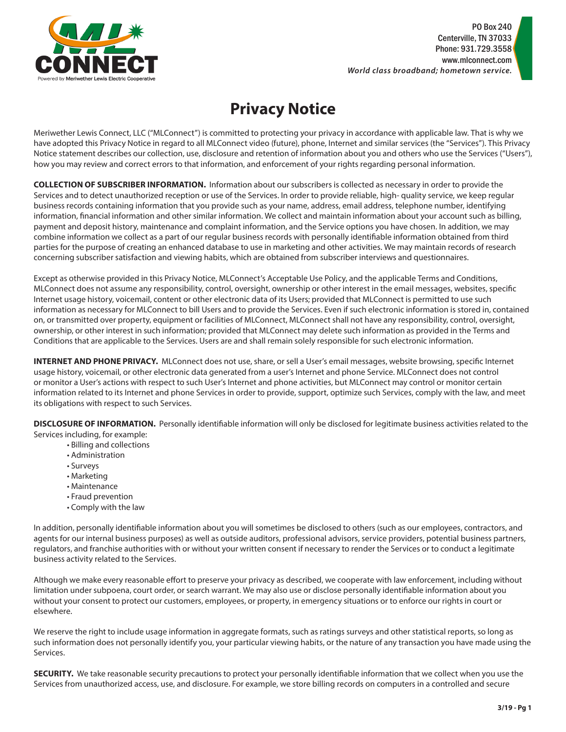PO Box 240
Centerville, TN 37033
Phone: 931.729.3558
www.mlconnect.com
*World class broadband; hometown service.*

# Privacy Notice

Meriwether Lewis Connect, LLC ("MLConnect") is committed to protecting your privacy in accordance with applicable law. That is why we have adopted this Privacy Notice in regard to all MLConnect video (future), phone, Internet and similar services (the "Services"). This Privacy Notice statement describes our collection, use, disclosure and retention of information about you and others who use the Services ("Users"), how you may review and correct errors to that information, and enforcement of your rights regarding personal information.

**COLLECTION OF SUBSCRIBER INFORMATION.** Information about our subscribers is collected as necessary in order to provide the Services and to detect unauthorized reception or use of the Services. In order to provide reliable, high- quality service, we keep regular business records containing information that you provide such as your name, address, email address, telephone number, identifying information, financial information and other similar information. We collect and maintain information about your account such as billing, payment and deposit history, maintenance and complaint information, and the Service options you have chosen. In addition, we may combine information we collect as a part of our regular business records with personally identifiable information obtained from third parties for the purpose of creating an enhanced database to use in marketing and other activities. We may maintain records of research concerning subscriber satisfaction and viewing habits, which are obtained from subscriber interviews and questionnaires.

Except as otherwise provided in this Privacy Notice, MLConnect's Acceptable Use Policy, and the applicable Terms and Conditions, MLConnect does not assume any responsibility, control, oversight, ownership or other interest in the email messages, websites, specific Internet usage history, voicemail, content or other electronic data of its Users; provided that MLConnect is permitted to use such information as necessary for MLConnect to bill Users and to provide the Services. Even if such electronic information is stored in, contained on, or transmitted over property, equipment or facilities of MLConnect, MLConnect shall not have any responsibility, control, oversight, ownership, or other interest in such information; provided that MLConnect may delete such information as provided in the Terms and Conditions that are applicable to the Services. Users are and shall remain solely responsible for such electronic information.

**INTERNET AND PHONE PRIVACY.** MLConnect does not use, share, or sell a User's email messages, website browsing, specific Internet usage history, voicemail, or other electronic data generated from a user's Internet and phone Service. MLConnect does not control or monitor a User's actions with respect to such User's Internet and phone activities, but MLConnect may control or monitor certain information related to its Internet and phone Services in order to provide, support, optimize such Services, comply with the law, and meet its obligations with respect to such Services.

**DISCLOSURE OF INFORMATION.** Personally identifiable information will only be disclosed for legitimate business activities related to the Services including, for example:

- Billing and collections
- Administration
- Surveys
- Marketing
- Maintenance
- Fraud prevention
- Comply with the law

In addition, personally identifiable information about you will sometimes be disclosed to others (such as our employees, contractors, and agents for our internal business purposes) as well as outside auditors, professional advisors, service providers, potential business partners, regulators, and franchise authorities with or without your written consent if necessary to render the Services or to conduct a legitimate business activity related to the Services.

Although we make every reasonable effort to preserve your privacy as described, we cooperate with law enforcement, including without limitation under subpoena, court order, or search warrant. We may also use or disclose personally identifiable information about you without your consent to protect our customers, employees, or property, in emergency situations or to enforce our rights in court or elsewhere.

We reserve the right to include usage information in aggregate formats, such as ratings surveys and other statistical reports, so long as such information does not personally identify you, your particular viewing habits, or the nature of any transaction you have made using the Services.

**SECURITY.** We take reasonable security precautions to protect your personally identifiable information that we collect when you use the Services from unauthorized access, use, and disclosure. For example, we store billing records on computers in a controlled and secure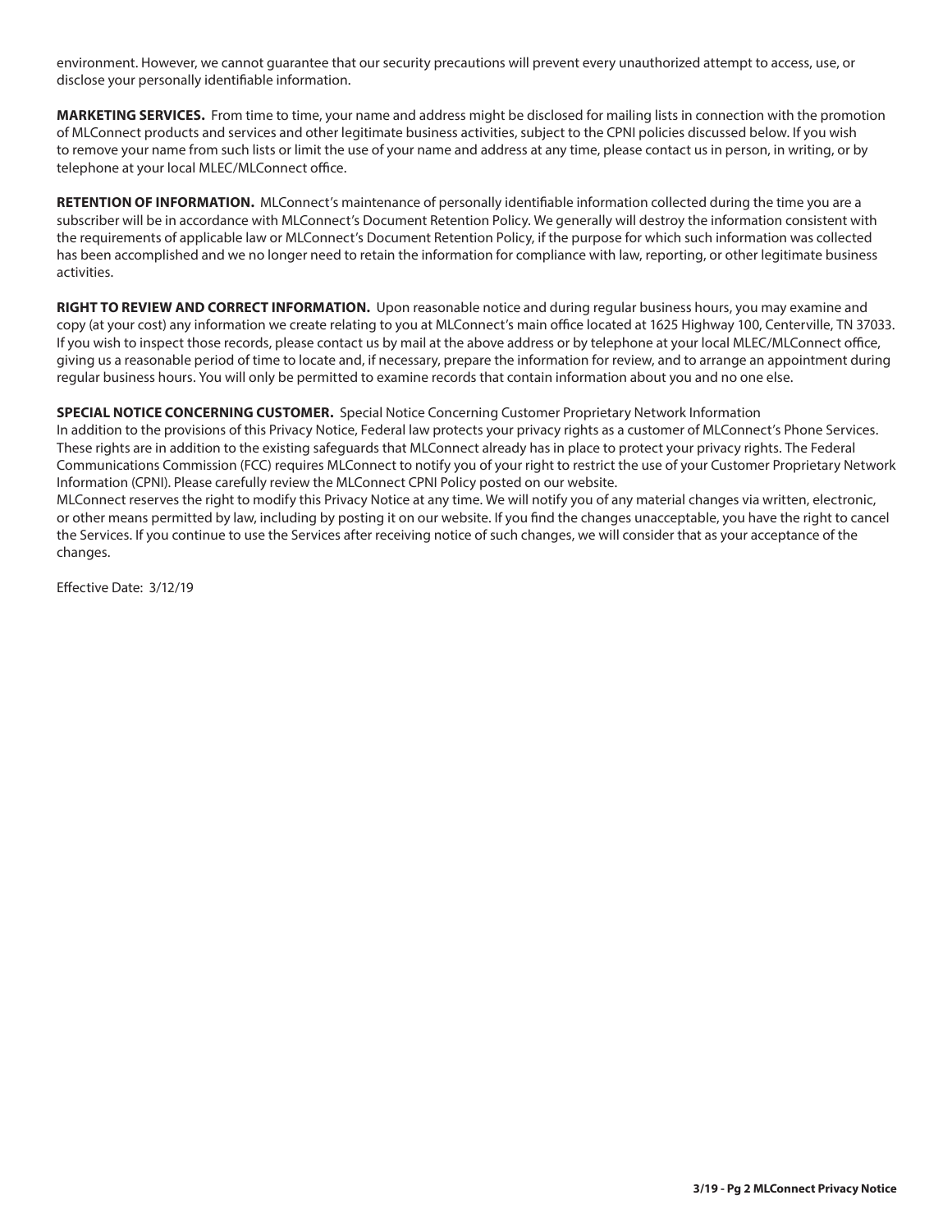environment. However, we cannot guarantee that our security precautions will prevent every unauthorized attempt to access, use, or disclose your personally identifiable information.

**MARKETING SERVICES.** From time to time, your name and address might be disclosed for mailing lists in connection with the promotion of MLConnect products and services and other legitimate business activities, subject to the CPNI policies discussed below. If you wish to remove your name from such lists or limit the use of your name and address at any time, please contact us in person, in writing, or by telephone at your local MLEC/MLConnect office.

**RETENTION OF INFORMATION.** MLConnect's maintenance of personally identifiable information collected during the time you are a subscriber will be in accordance with MLConnect's Document Retention Policy. We generally will destroy the information consistent with the requirements of applicable law or MLConnect's Document Retention Policy, if the purpose for which such information was collected has been accomplished and we no longer need to retain the information for compliance with law, reporting, or other legitimate business activities.

**RIGHT TO REVIEW AND CORRECT INFORMATION.** Upon reasonable notice and during regular business hours, you may examine and copy (at your cost) any information we create relating to you at MLConnect's main office located at 1625 Highway 100, Centerville, TN 37033. If you wish to inspect those records, please contact us by mail at the above address or by telephone at your local MLEC/MLConnect office, giving us a reasonable period of time to locate and, if necessary, prepare the information for review, and to arrange an appointment during regular business hours. You will only be permitted to examine records that contain information about you and no one else.

**SPECIAL NOTICE CONCERNING CUSTOMER.** Special Notice Concerning Customer Proprietary Network Information
In addition to the provisions of this Privacy Notice, Federal law protects your privacy rights as a customer of MLConnect's Phone Services. These rights are in addition to the existing safeguards that MLConnect already has in place to protect your privacy rights. The Federal Communications Commission (FCC) requires MLConnect to notify you of your right to restrict the use of your Customer Proprietary Network Information (CPNI). Please carefully review the MLConnect CPNI Policy posted on our website.
MLConnect reserves the right to modify this Privacy Notice at any time. We will notify you of any material changes via written, electronic, or other means permitted by law, including by posting it on our website. If you find the changes unacceptable, you have the right to cancel the Services. If you continue to use the Services after receiving notice of such changes, we will consider that as your acceptance of the changes.

Effective Date: 3/12/19